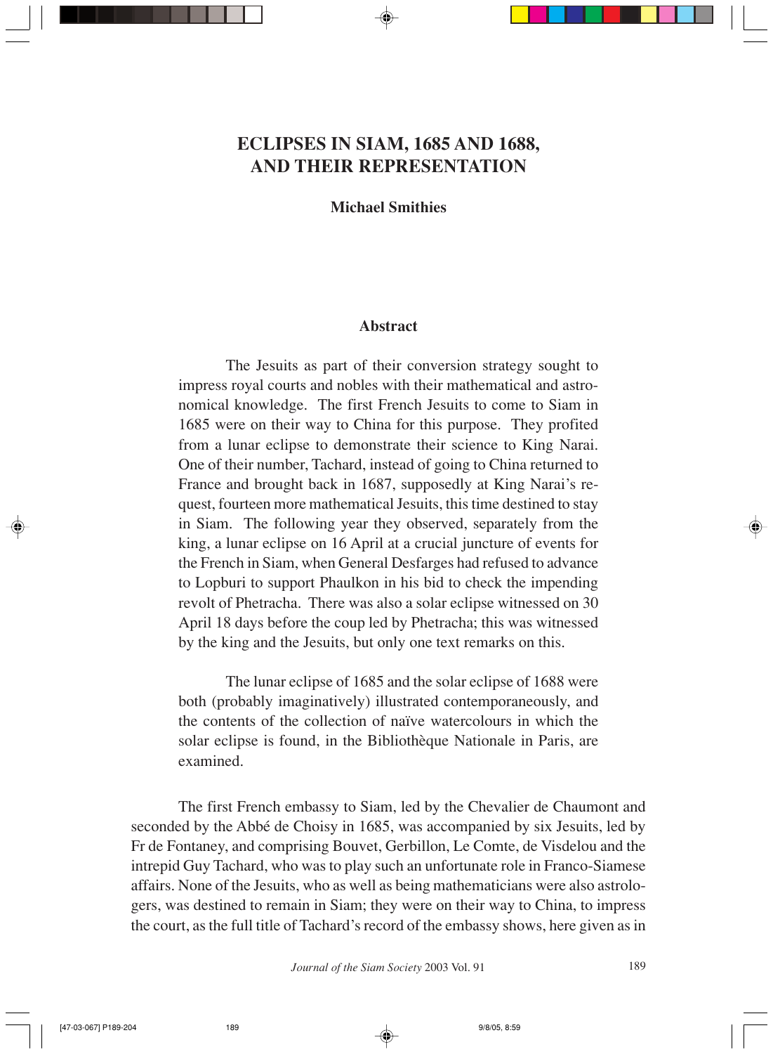# ECLIPSES IN SIAM, 1685 AND 1688, AND THEIR REPRESENTATION

**Michael Smithies**

## Abstract

The Jesuits as part of their conversion strategy sought to impress royal courts and nobles with their mathematical and astronomical knowledge. The first French Jesuits to come to Siam in 1685 were on their way to China for this purpose. They profited from a lunar eclipse to demonstrate their science to King Narai. One of their number, Tachard, instead of going to China returned to France and brought back in 1687, supposedly at King Narai's request, fourteen more mathematical Jesuits, this time destined to stay in Siam. The following year they observed, separately from the king, a lunar eclipse on 16 April at a crucial juncture of events for the French in Siam, when General Desfarges had refused to advance to Lopburi to support Phaulkon in his bid to check the impending revolt of Phetracha. There was also a solar eclipse witnessed on 30 April 18 days before the coup led by Phetracha; this was witnessed by the king and the Jesuits, but only one text remarks on this.

The lunar eclipse of 1685 and the solar eclipse of 1688 were both (probably imaginatively) illustrated contemporaneously, and the contents of the collection of naïve watercolours in which the solar eclipse is found, in the Bibliothèque Nationale in Paris, are examined.

The first French embassy to Siam, led by the Chevalier de Chaumont and seconded by the Abbé de Choisy in 1685, was accompanied by six Jesuits, led by Fr de Fontaney, and comprising Bouvet, Gerbillon, Le Comte, de Visdelou and the intrepid Guy Tachard, who was to play such an unfortunate role in Franco-Siamese affairs. None of the Jesuits, who as well as being mathematicians were also astrologers, was destined to remain in Siam; they were on their way to China, to impress the court, as the full title of Tachard's record of the embassy shows, here given as in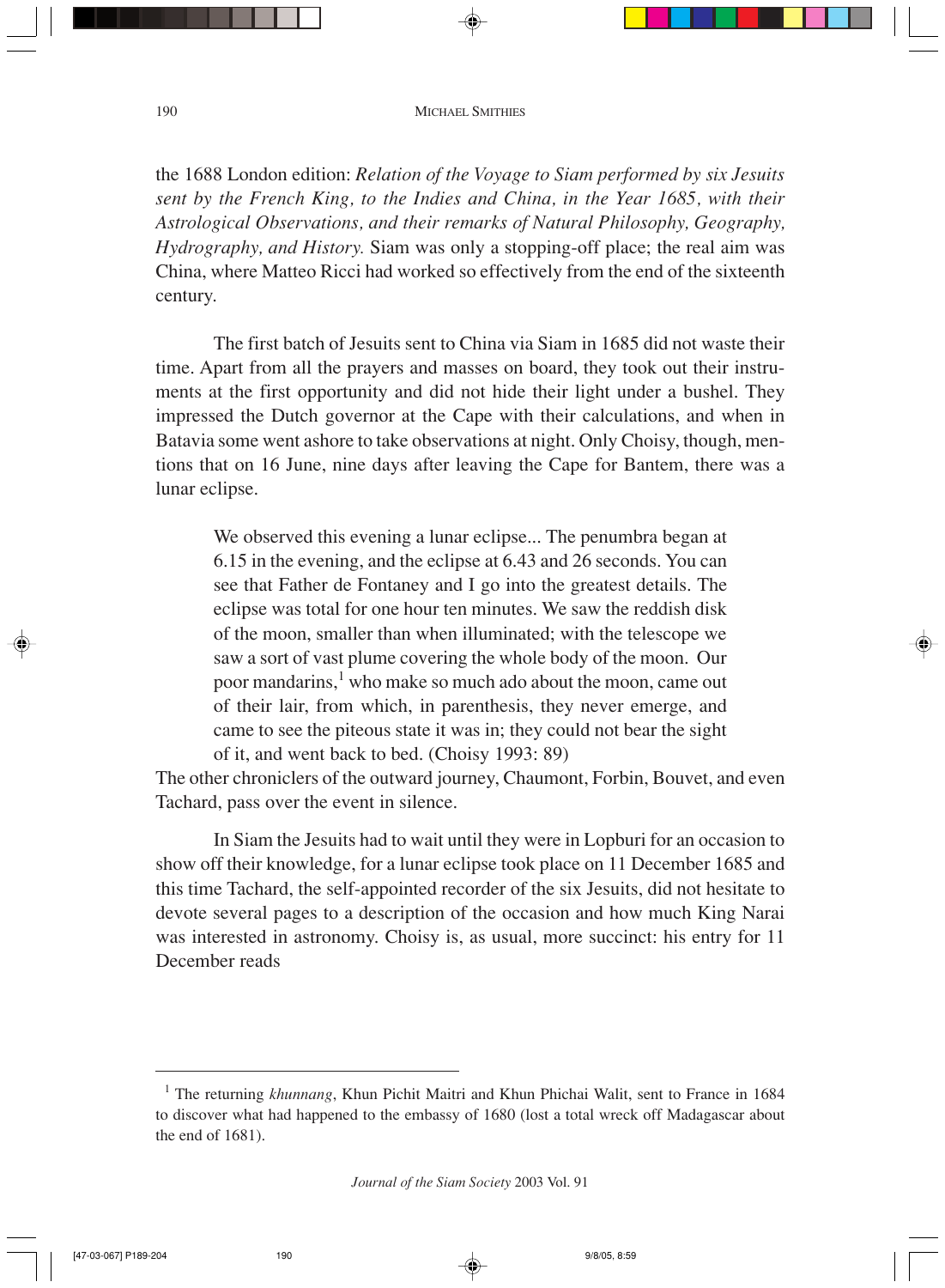the 1688 London edition: *Relation of the Voyage to Siam performed by six Jesuits sent by the French King, to the Indies and China, in the Year 1685, with their Astrological Observations, and their remarks of Natural Philosophy, Geography, Hydrography, and History.* Siam was only a stopping-off place; the real aim was China, where Matteo Ricci had worked so effectively from the end of the sixteenth century.

The first batch of Jesuits sent to China via Siam in 1685 did not waste their time. Apart from all the prayers and masses on board, they took out their instruments at the first opportunity and did not hide their light under a bushel. They impressed the Dutch governor at the Cape with their calculations, and when in Batavia some went ashore to take observations at night. Only Choisy, though, mentions that on 16 June, nine days after leaving the Cape for Bantem, there was a lunar eclipse.

> We observed this evening a lunar eclipse... The penumbra began at 6.15 in the evening, and the eclipse at 6.43 and 26 seconds. You can see that Father de Fontaney and I go into the greatest details. The eclipse was total for one hour ten minutes. We saw the reddish disk of the moon, smaller than when illuminated; with the telescope we saw a sort of vast plume covering the whole body of the moon. Our poor mandarins,[1] who make so much ado about the moon, came out of their lair, from which, in parenthesis, they never emerge, and came to see the piteous state it was in; they could not bear the sight of it, and went back to bed. (Choisy 1993: 89)

The other chroniclers of the outward journey, Chaumont, Forbin, Bouvet, and even Tachard, pass over the event in silence.

In Siam the Jesuits had to wait until they were in Lopburi for an occasion to show off their knowledge, for a lunar eclipse took place on 11 December 1685 and this time Tachard, the self-appointed recorder of the six Jesuits, did not hesitate to devote several pages to a description of the occasion and how much King Narai was interested in astronomy. Choisy is, as usual, more succinct: his entry for 11 December reads

---

[1] The returning *khunnang*, Khun Pichit Maitri and Khun Phichai Walit, sent to France in 1684 to discover what had happened to the embassy of 1680 (lost a total wreck off Madagascar about the end of 1681).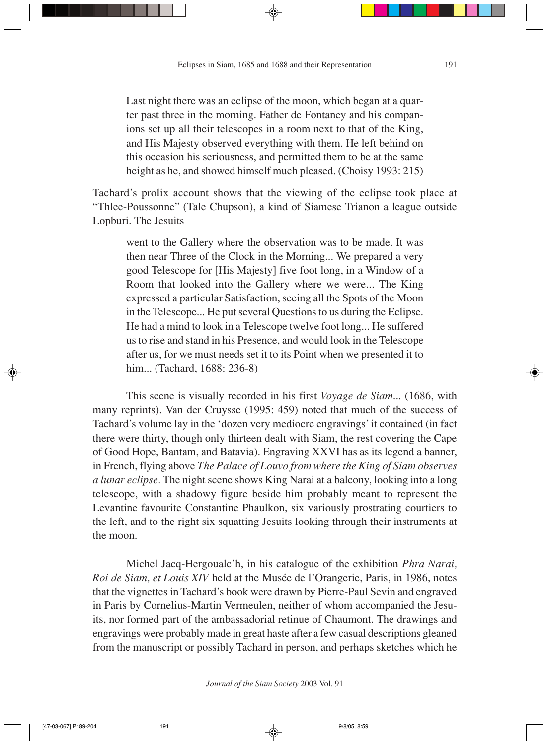> Last night there was an eclipse of the moon, which began at a quarter past three in the morning. Father de Fontaney and his companions set up all their telescopes in a room next to that of the King, and His Majesty observed everything with them. He left behind on this occasion his seriousness, and permitted them to be at the same height as he, and showed himself much pleased. (Choisy 1993: 215)

Tachard's prolix account shows that the viewing of the eclipse took place at "Thlee-Poussonne" (Tale Chupson), a kind of Siamese Trianon a league outside Lopburi. The Jesuits

> went to the Gallery where the observation was to be made. It was then near Three of the Clock in the Morning... We prepared a very good Telescope for [His Majesty] five foot long, in a Window of a Room that looked into the Gallery where we were... The King expressed a particular Satisfaction, seeing all the Spots of the Moon in the Telescope... He put several Questions to us during the Eclipse. He had a mind to look in a Telescope twelve foot long... He suffered us to rise and stand in his Presence, and would look in the Telescope after us, for we must needs set it to its Point when we presented it to him... (Tachard, 1688: 236-8)

This scene is visually recorded in his first *Voyage de Siam...* (1686, with many reprints). Van der Cruysse (1995: 459) noted that much of the success of Tachard's volume lay in the 'dozen very mediocre engravings' it contained (in fact there were thirty, though only thirteen dealt with Siam, the rest covering the Cape of Good Hope, Bantam, and Batavia). Engraving XXVI has as its legend a banner, in French, flying above *The Palace of Louvo from where the King of Siam observes a lunar eclipse*. The night scene shows King Narai at a balcony, looking into a long telescope, with a shadowy figure beside him probably meant to represent the Levantine favourite Constantine Phaulkon, six variously prostrating courtiers to the left, and to the right six squatting Jesuits looking through their instruments at the moon.

Michel Jacq-Hergoualc'h, in his catalogue of the exhibition *Phra Narai, Roi de Siam, et Louis XIV* held at the Musée de l'Orangerie, Paris, in 1986, notes that the vignettes in Tachard's book were drawn by Pierre-Paul Sevin and engraved in Paris by Cornelius-Martin Vermeulen, neither of whom accompanied the Jesuits, nor formed part of the ambassadorial retinue of Chaumont. The drawings and engravings were probably made in great haste after a few casual descriptions gleaned from the manuscript or possibly Tachard in person, and perhaps sketches which he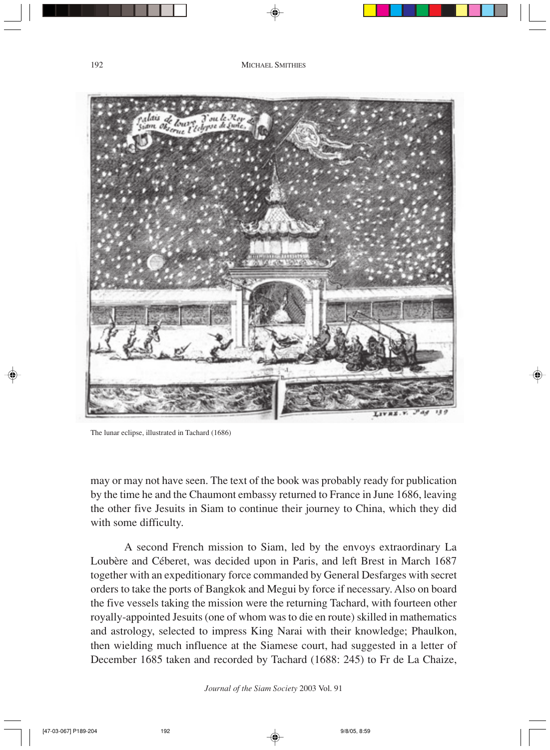The lunar eclipse, illustrated in Tachard (1686)

may or may not have seen. The text of the book was probably ready for publication by the time he and the Chaumont embassy returned to France in June 1686, leaving the other five Jesuits in Siam to continue their journey to China, which they did with some difficulty.

A second French mission to Siam, led by the envoys extraordinary La Loubère and Céberet, was decided upon in Paris, and left Brest in March 1687 together with an expeditionary force commanded by General Desfarges with secret orders to take the ports of Bangkok and Megui by force if necessary. Also on board the five vessels taking the mission were the returning Tachard, with fourteen other royally-appointed Jesuits (one of whom was to die en route) skilled in mathematics and astrology, selected to impress King Narai with their knowledge; Phaulkon, then wielding much influence at the Siamese court, had suggested in a letter of December 1685 taken and recorded by Tachard (1688: 245) to Fr de La Chaize,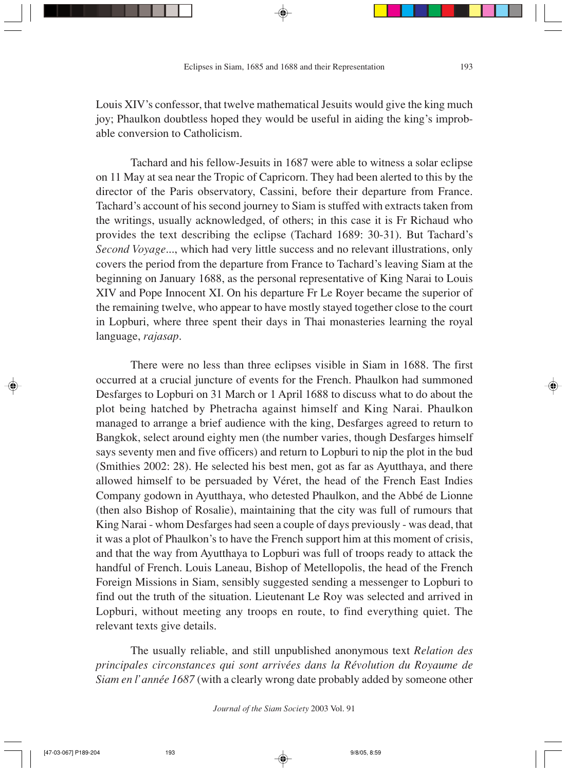Louis XIV's confessor, that twelve mathematical Jesuits would give the king much joy; Phaulkon doubtless hoped they would be useful in aiding the king's improbable conversion to Catholicism.

Tachard and his fellow-Jesuits in 1687 were able to witness a solar eclipse on 11 May at sea near the Tropic of Capricorn. They had been alerted to this by the director of the Paris observatory, Cassini, before their departure from France. Tachard's account of his second journey to Siam is stuffed with extracts taken from the writings, usually acknowledged, of others; in this case it is Fr Richaud who provides the text describing the eclipse (Tachard 1689: 30-31). But Tachard's *Second Voyage*..., which had very little success and no relevant illustrations, only covers the period from the departure from France to Tachard's leaving Siam at the beginning on January 1688, as the personal representative of King Narai to Louis XIV and Pope Innocent XI. On his departure Fr Le Royer became the superior of the remaining twelve, who appear to have mostly stayed together close to the court in Lopburi, where three spent their days in Thai monasteries learning the royal language, *rajasap*.

There were no less than three eclipses visible in Siam in 1688. The first occurred at a crucial juncture of events for the French. Phaulkon had summoned Desfarges to Lopburi on 31 March or 1 April 1688 to discuss what to do about the plot being hatched by Phetracha against himself and King Narai. Phaulkon managed to arrange a brief audience with the king, Desfarges agreed to return to Bangkok, select around eighty men (the number varies, though Desfarges himself says seventy men and five officers) and return to Lopburi to nip the plot in the bud (Smithies 2002: 28). He selected his best men, got as far as Ayutthaya, and there allowed himself to be persuaded by Véret, the head of the French East Indies Company godown in Ayutthaya, who detested Phaulkon, and the Abbé de Lionne (then also Bishop of Rosalie), maintaining that the city was full of rumours that King Narai - whom Desfarges had seen a couple of days previously - was dead, that it was a plot of Phaulkon's to have the French support him at this moment of crisis, and that the way from Ayutthaya to Lopburi was full of troops ready to attack the handful of French. Louis Laneau, Bishop of Metellopolis, the head of the French Foreign Missions in Siam, sensibly suggested sending a messenger to Lopburi to find out the truth of the situation. Lieutenant Le Roy was selected and arrived in Lopburi, without meeting any troops en route, to find everything quiet. The relevant texts give details.

The usually reliable, and still unpublished anonymous text *Relation des principales circonstances qui sont arrivées dans la Révolution du Royaume de Siam en l'année 1687* (with a clearly wrong date probably added by someone other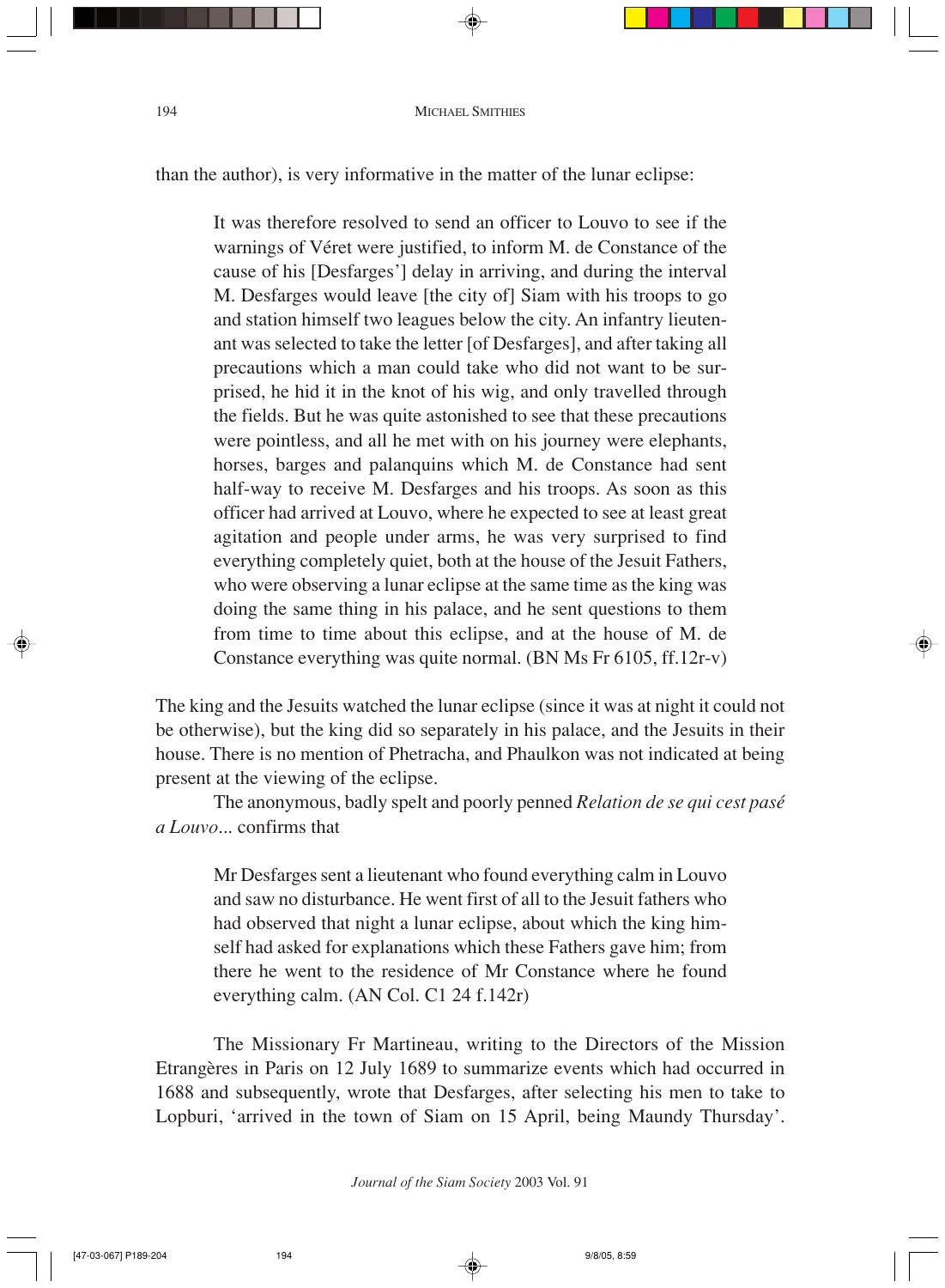than the author), is very informative in the matter of the lunar eclipse:

> It was therefore resolved to send an officer to Louvo to see if the warnings of Véret were justified, to inform M. de Constance of the cause of his [Desfarges'] delay in arriving, and during the interval M. Desfarges would leave [the city of] Siam with his troops to go and station himself two leagues below the city. An infantry lieutenant was selected to take the letter [of Desfarges], and after taking all precautions which a man could take who did not want to be surprised, he hid it in the knot of his wig, and only travelled through the fields. But he was quite astonished to see that these precautions were pointless, and all he met with on his journey were elephants, horses, barges and palanquins which M. de Constance had sent half-way to receive M. Desfarges and his troops. As soon as this officer had arrived at Louvo, where he expected to see at least great agitation and people under arms, he was very surprised to find everything completely quiet, both at the house of the Jesuit Fathers, who were observing a lunar eclipse at the same time as the king was doing the same thing in his palace, and he sent questions to them from time to time about this eclipse, and at the house of M. de Constance everything was quite normal. (BN Ms Fr 6105, ff.12r-v)

The king and the Jesuits watched the lunar eclipse (since it was at night it could not be otherwise), but the king did so separately in his palace, and the Jesuits in their house. There is no mention of Phetracha, and Phaulkon was not indicated at being present at the viewing of the eclipse.

The anonymous, badly spelt and poorly penned *Relation de se qui cest pasé a Louvo*... confirms that

> Mr Desfarges sent a lieutenant who found everything calm in Louvo and saw no disturbance. He went first of all to the Jesuit fathers who had observed that night a lunar eclipse, about which the king himself had asked for explanations which these Fathers gave him; from there he went to the residence of Mr Constance where he found everything calm. (AN Col. C1 24 f.142r)

The Missionary Fr Martineau, writing to the Directors of the Mission Etrangères in Paris on 12 July 1689 to summarize events which had occurred in 1688 and subsequently, wrote that Desfarges, after selecting his men to take to Lopburi, 'arrived in the town of Siam on 15 April, being Maundy Thursday'.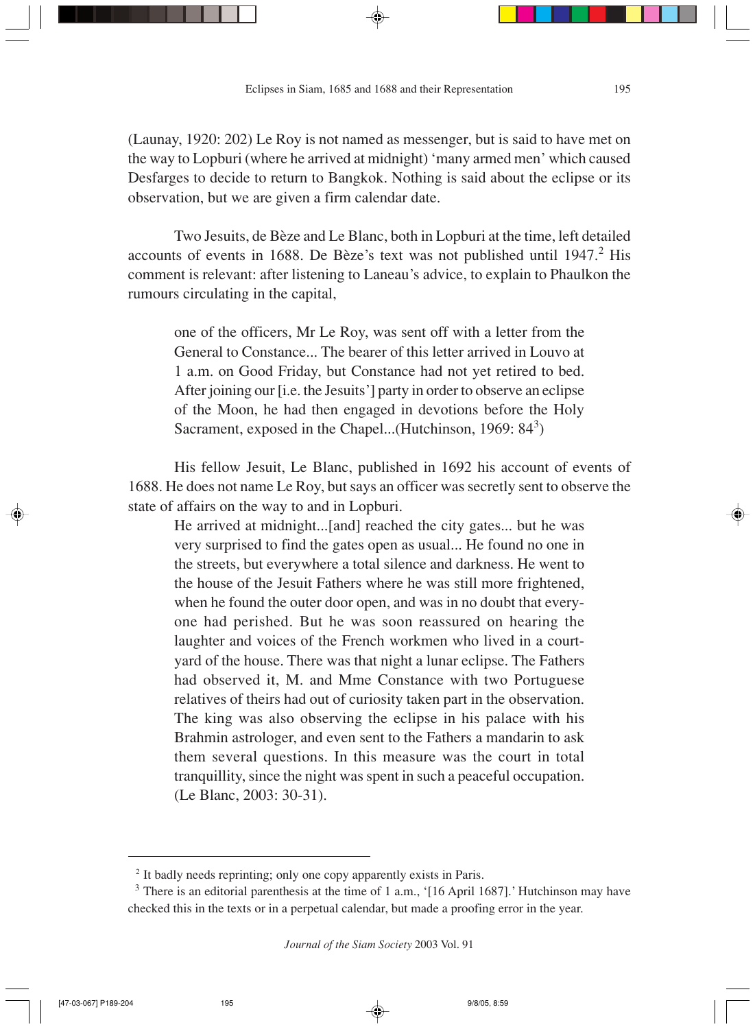(Launay, 1920: 202) Le Roy is not named as messenger, but is said to have met on the way to Lopburi (where he arrived at midnight) 'many armed men' which caused Desfarges to decide to return to Bangkok. Nothing is said about the eclipse or its observation, but we are given a firm calendar date.

Two Jesuits, de Bèze and Le Blanc, both in Lopburi at the time, left detailed accounts of events in 1688. De Bèze's text was not published until 1947.[2] His comment is relevant: after listening to Laneau's advice, to explain to Phaulkon the rumours circulating in the capital,

> one of the officers, Mr Le Roy, was sent off with a letter from the General to Constance... The bearer of this letter arrived in Louvo at 1 a.m. on Good Friday, but Constance had not yet retired to bed. After joining our [i.e. the Jesuits'] party in order to observe an eclipse of the Moon, he had then engaged in devotions before the Holy Sacrament, exposed in the Chapel...(Hutchinson, 1969: 84[3])

His fellow Jesuit, Le Blanc, published in 1692 his account of events of 1688. He does not name Le Roy, but says an officer was secretly sent to observe the state of affairs on the way to and in Lopburi.

> He arrived at midnight...[and] reached the city gates... but he was very surprised to find the gates open as usual... He found no one in the streets, but everywhere a total silence and darkness. He went to the house of the Jesuit Fathers where he was still more frightened, when he found the outer door open, and was in no doubt that everyone had perished. But he was soon reassured on hearing the laughter and voices of the French workmen who lived in a courtyard of the house. There was that night a lunar eclipse. The Fathers had observed it, M. and Mme Constance with two Portuguese relatives of theirs had out of curiosity taken part in the observation. The king was also observing the eclipse in his palace with his Brahmin astrologer, and even sent to the Fathers a mandarin to ask them several questions. In this measure was the court in total tranquillity, since the night was spent in such a peaceful occupation. (Le Blanc, 2003: 30-31).

---

[2] It badly needs reprinting; only one copy apparently exists in Paris.

[3] There is an editorial parenthesis at the time of 1 a.m., '[16 April 1687].' Hutchinson may have checked this in the texts or in a perpetual calendar, but made a proofing error in the year.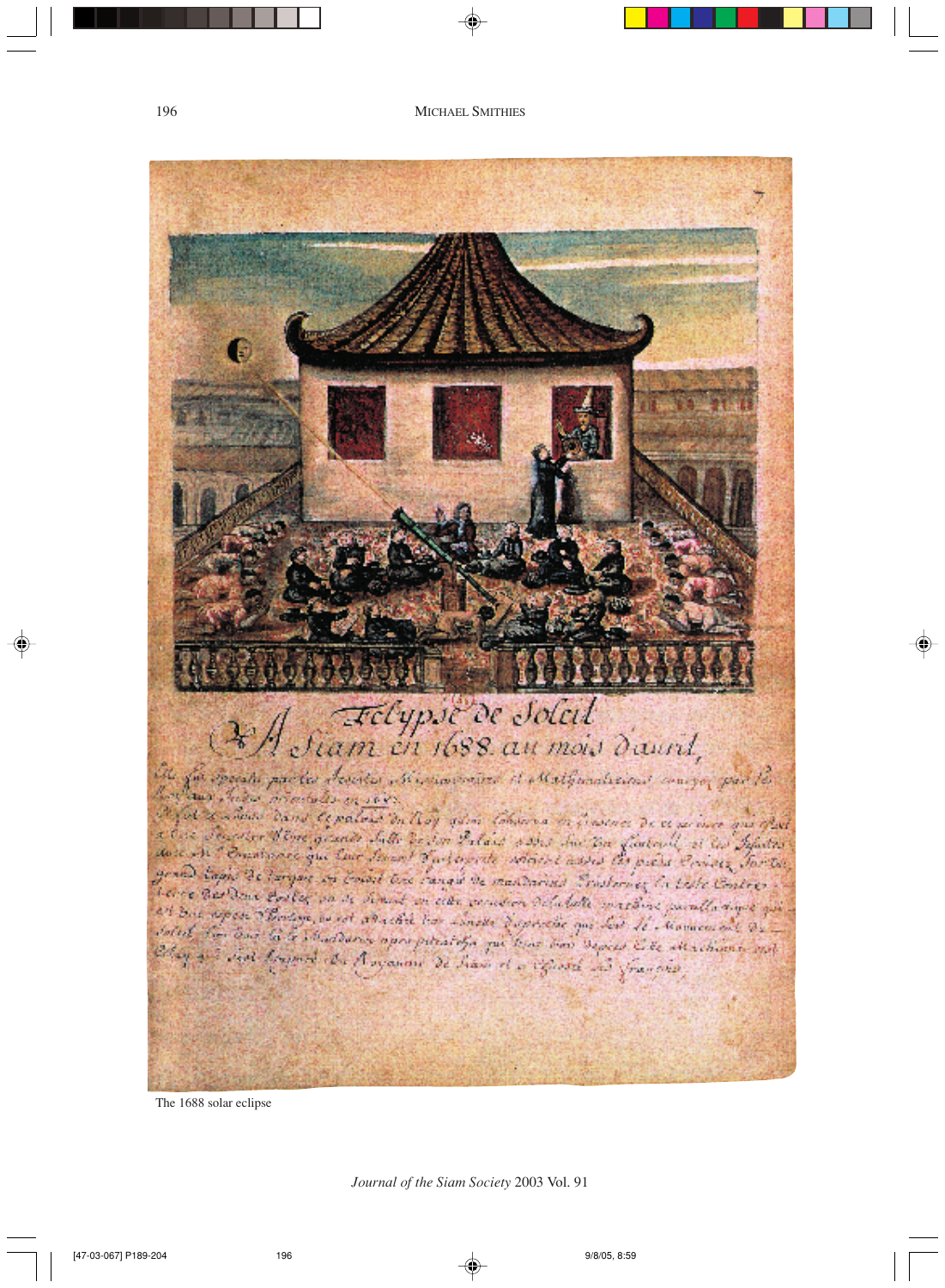The 1688 solar eclipse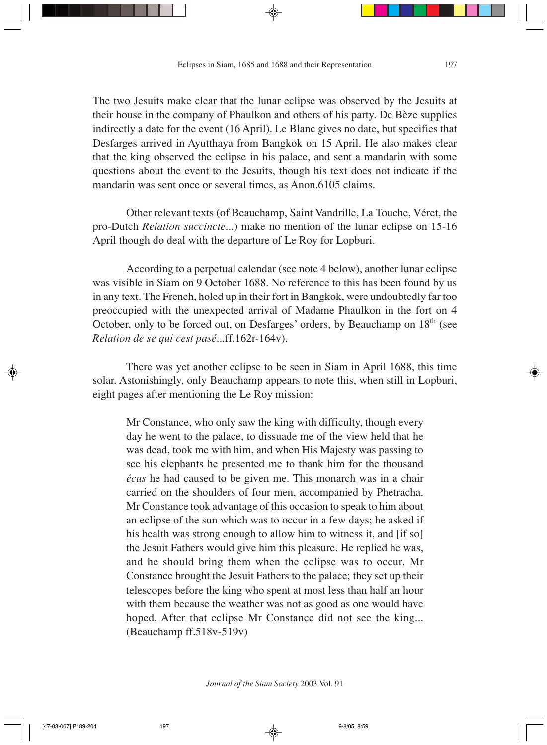The two Jesuits make clear that the lunar eclipse was observed by the Jesuits at their house in the company of Phaulkon and others of his party. De Bèze supplies indirectly a date for the event (16 April). Le Blanc gives no date, but specifies that Desfarges arrived in Ayutthaya from Bangkok on 15 April. He also makes clear that the king observed the eclipse in his palace, and sent a mandarin with some questions about the event to the Jesuits, though his text does not indicate if the mandarin was sent once or several times, as Anon.6105 claims.

Other relevant texts (of Beauchamp, Saint Vandrille, La Touche, Véret, the pro-Dutch *Relation succincte*...) make no mention of the lunar eclipse on 15-16 April though do deal with the departure of Le Roy for Lopburi.

According to a perpetual calendar (see note 4 below), another lunar eclipse was visible in Siam on 9 October 1688. No reference to this has been found by us in any text. The French, holed up in their fort in Bangkok, were undoubtedly far too preoccupied with the unexpected arrival of Madame Phaulkon in the fort on 4 October, only to be forced out, on Desfarges' orders, by Beauchamp on 18th (see *Relation de se qui cest passé*...ff.162r-164v).

There was yet another eclipse to be seen in Siam in April 1688, this time solar. Astonishingly, only Beauchamp appears to note this, when still in Lopburi, eight pages after mentioning the Le Roy mission:

> Mr Constance, who only saw the king with difficulty, though every day he went to the palace, to dissuade me of the view held that he was dead, took me with him, and when His Majesty was passing to see his elephants he presented me to thank him for the thousand *écus* he had caused to be given me. This monarch was in a chair carried on the shoulders of four men, accompanied by Phetracha. Mr Constance took advantage of this occasion to speak to him about an eclipse of the sun which was to occur in a few days; he asked if his health was strong enough to allow him to witness it, and [if so] the Jesuit Fathers would give him this pleasure. He replied he was, and he should bring them when the eclipse was to occur. Mr Constance brought the Jesuit Fathers to the palace; they set up their telescopes before the king who spent at most less than half an hour with them because the weather was not as good as one would have hoped. After that eclipse Mr Constance did not see the king... (Beauchamp ff.518v-519v)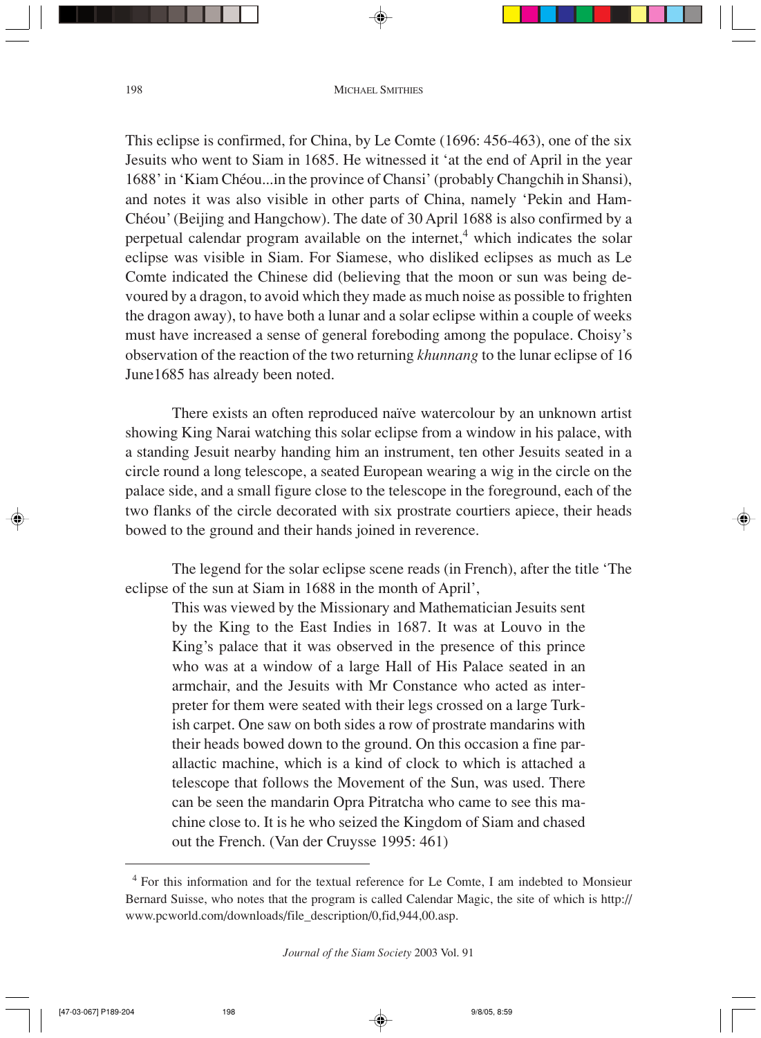This eclipse is confirmed, for China, by Le Comte (1696: 456-463), one of the six Jesuits who went to Siam in 1685. He witnessed it 'at the end of April in the year 1688' in 'Kiam Chéou...in the province of Chansi' (probably Changchih in Shansi), and notes it was also visible in other parts of China, namely 'Pekin and Ham-Chéou' (Beijing and Hangchow). The date of 30 April 1688 is also confirmed by a perpetual calendar program available on the internet,[4] which indicates the solar eclipse was visible in Siam. For Siamese, who disliked eclipses as much as Le Comte indicated the Chinese did (believing that the moon or sun was being devoured by a dragon, to avoid which they made as much noise as possible to frighten the dragon away), to have both a lunar and a solar eclipse within a couple of weeks must have increased a sense of general foreboding among the populace. Choisy's observation of the reaction of the two returning *khunnang* to the lunar eclipse of 16 June1685 has already been noted.

There exists an often reproduced naïve watercolour by an unknown artist showing King Narai watching this solar eclipse from a window in his palace, with a standing Jesuit nearby handing him an instrument, ten other Jesuits seated in a circle round a long telescope, a seated European wearing a wig in the circle on the palace side, and a small figure close to the telescope in the foreground, each of the two flanks of the circle decorated with six prostrate courtiers apiece, their heads bowed to the ground and their hands joined in reverence.

The legend for the solar eclipse scene reads (in French), after the title 'The eclipse of the sun at Siam in 1688 in the month of April',

> This was viewed by the Missionary and Mathematician Jesuits sent by the King to the East Indies in 1687. It was at Louvo in the King's palace that it was observed in the presence of this prince who was at a window of a large Hall of His Palace seated in an armchair, and the Jesuits with Mr Constance who acted as interpreter for them were seated with their legs crossed on a large Turkish carpet. One saw on both sides a row of prostrate mandarins with their heads bowed down to the ground. On this occasion a fine parallactic machine, which is a kind of clock to which is attached a telescope that follows the Movement of the Sun, was used. There can be seen the mandarin Opra Pitratcha who came to see this machine close to. It is he who seized the Kingdom of Siam and chased out the French. (Van der Cruysse 1995: 461)

---

[4] For this information and for the textual reference for Le Comte, I am indebted to Monsieur Bernard Suisse, who notes that the program is called Calendar Magic, the site of which is http://www.pcworld.com/downloads/file_description/0,fid,944,00.asp.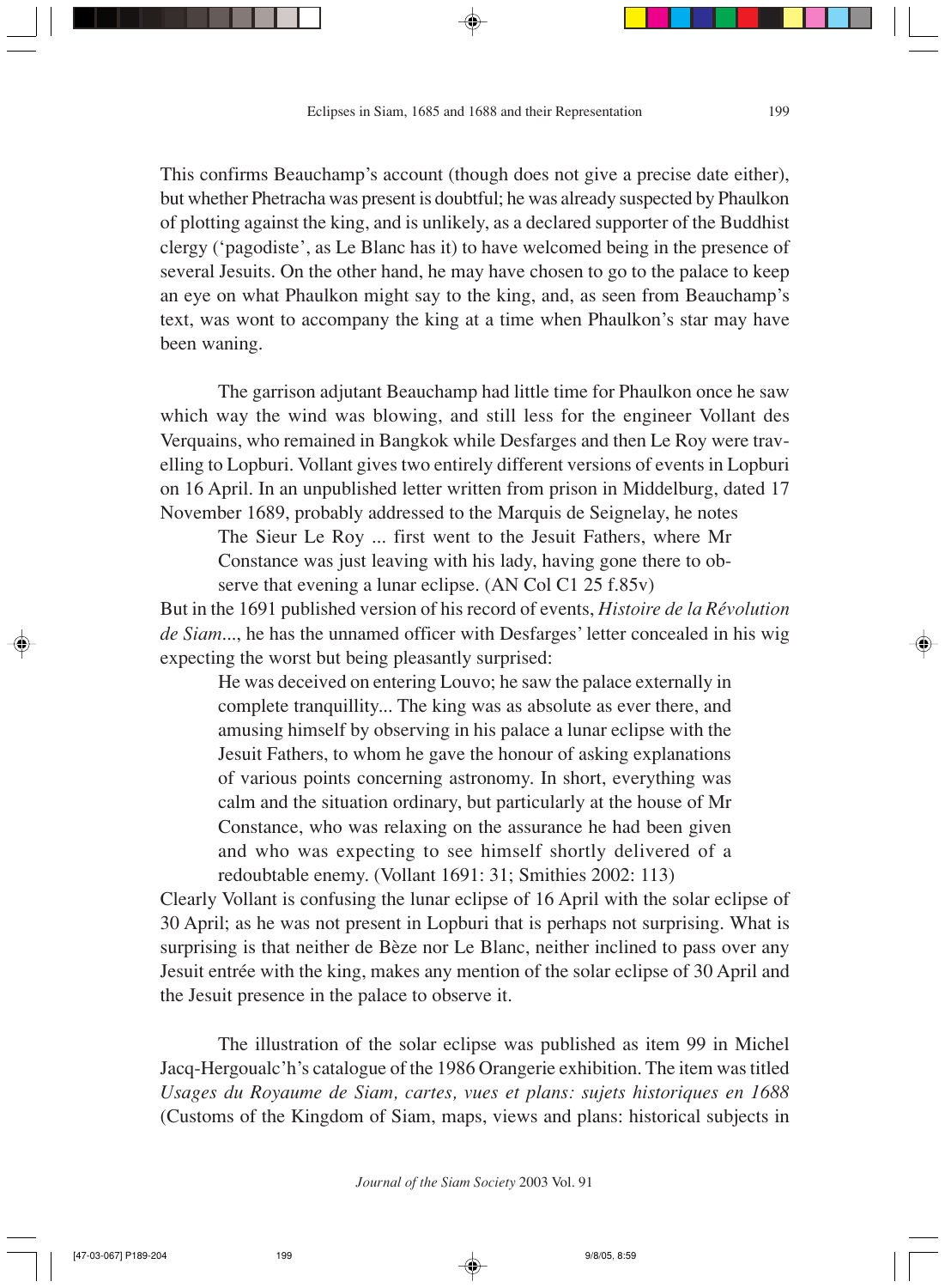This confirms Beauchamp's account (though does not give a precise date either), but whether Phetracha was present is doubtful; he was already suspected by Phaulkon of plotting against the king, and is unlikely, as a declared supporter of the Buddhist clergy ('pagodiste', as Le Blanc has it) to have welcomed being in the presence of several Jesuits. On the other hand, he may have chosen to go to the palace to keep an eye on what Phaulkon might say to the king, and, as seen from Beauchamp's text, was wont to accompany the king at a time when Phaulkon's star may have been waning.

The garrison adjutant Beauchamp had little time for Phaulkon once he saw which way the wind was blowing, and still less for the engineer Vollant des Verquains, who remained in Bangkok while Desfarges and then Le Roy were travelling to Lopburi. Vollant gives two entirely different versions of events in Lopburi on 16 April. In an unpublished letter written from prison in Middelburg, dated 17 November 1689, probably addressed to the Marquis de Seignelay, he notes

> The Sieur Le Roy ... first went to the Jesuit Fathers, where Mr Constance was just leaving with his lady, having gone there to observe that evening a lunar eclipse. (AN Col C1 25 f.85v)

But in the 1691 published version of his record of events, *Histoire de la Révolution de Siam*..., he has the unnamed officer with Desfarges' letter concealed in his wig expecting the worst but being pleasantly surprised:

> He was deceived on entering Louvo; he saw the palace externally in complete tranquillity... The king was as absolute as ever there, and amusing himself by observing in his palace a lunar eclipse with the Jesuit Fathers, to whom he gave the honour of asking explanations of various points concerning astronomy. In short, everything was calm and the situation ordinary, but particularly at the house of Mr Constance, who was relaxing on the assurance he had been given and who was expecting to see himself shortly delivered of a redoubtable enemy. (Vollant 1691: 31; Smithies 2002: 113)

Clearly Vollant is confusing the lunar eclipse of 16 April with the solar eclipse of 30 April; as he was not present in Lopburi that is perhaps not surprising. What is surprising is that neither de Bèze nor Le Blanc, neither inclined to pass over any Jesuit entrée with the king, makes any mention of the solar eclipse of 30 April and the Jesuit presence in the palace to observe it.

The illustration of the solar eclipse was published as item 99 in Michel Jacq-Hergoualc'h's catalogue of the 1986 Orangerie exhibition. The item was titled *Usages du Royaume de Siam, cartes, vues et plans: sujets historiques en 1688* (Customs of the Kingdom of Siam, maps, views and plans: historical subjects in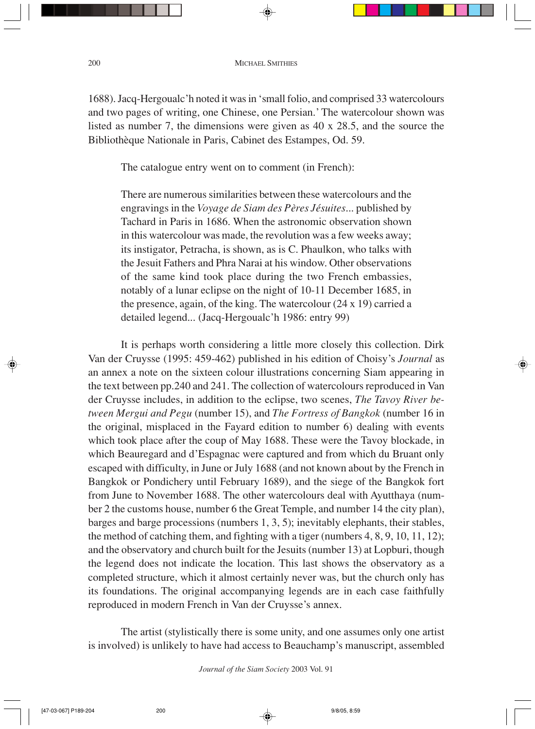1688). Jacq-Hergoualc'h noted it was in 'small folio, and comprised 33 watercolours and two pages of writing, one Chinese, one Persian.' The watercolour shown was listed as number 7, the dimensions were given as 40 x 28.5, and the source the Bibliothèque Nationale in Paris, Cabinet des Estampes, Od. 59.

The catalogue entry went on to comment (in French):

> There are numerous similarities between these watercolours and the engravings in the *Voyage de Siam des Pères Jésuites*... published by Tachard in Paris in 1686. When the astronomic observation shown in this watercolour was made, the revolution was a few weeks away; its instigator, Petracha, is shown, as is C. Phaulkon, who talks with the Jesuit Fathers and Phra Narai at his window. Other observations of the same kind took place during the two French embassies, notably of a lunar eclipse on the night of 10-11 December 1685, in the presence, again, of the king. The watercolour (24 x 19) carried a detailed legend... (Jacq-Hergoualc'h 1986: entry 99)

It is perhaps worth considering a little more closely this collection. Dirk Van der Cruysse (1995: 459-462) published in his edition of Choisy's *Journal* as an annex a note on the sixteen colour illustrations concerning Siam appearing in the text between pp.240 and 241. The collection of watercolours reproduced in Van der Cruysse includes, in addition to the eclipse, two scenes, *The Tavoy River between Mergui and Pegu* (number 15), and *The Fortress of Bangkok* (number 16 in the original, misplaced in the Fayard edition to number 6) dealing with events which took place after the coup of May 1688. These were the Tavoy blockade, in which Beauregard and d'Espagnac were captured and from which du Bruant only escaped with difficulty, in June or July 1688 (and not known about by the French in Bangkok or Pondichery until February 1689), and the siege of the Bangkok fort from June to November 1688. The other watercolours deal with Ayutthaya (number 2 the customs house, number 6 the Great Temple, and number 14 the city plan), barges and barge processions (numbers 1, 3, 5); inevitably elephants, their stables, the method of catching them, and fighting with a tiger (numbers 4, 8, 9, 10, 11, 12); and the observatory and church built for the Jesuits (number 13) at Lopburi, though the legend does not indicate the location. This last shows the observatory as a completed structure, which it almost certainly never was, but the church only has its foundations. The original accompanying legends are in each case faithfully reproduced in modern French in Van der Cruysse's annex.

The artist (stylistically there is some unity, and one assumes only one artist is involved) is unlikely to have had access to Beauchamp's manuscript, assembled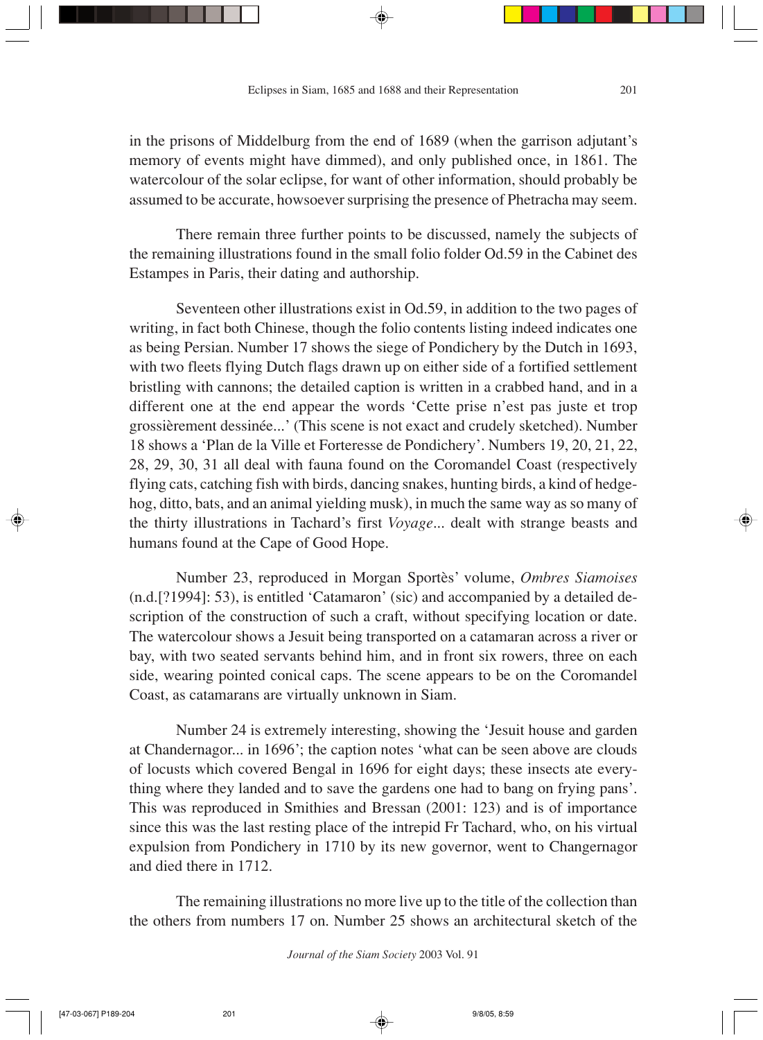in the prisons of Middelburg from the end of 1689 (when the garrison adjutant's memory of events might have dimmed), and only published once, in 1861. The watercolour of the solar eclipse, for want of other information, should probably be assumed to be accurate, howsoever surprising the presence of Phetracha may seem.

There remain three further points to be discussed, namely the subjects of the remaining illustrations found in the small folio folder Od.59 in the Cabinet des Estampes in Paris, their dating and authorship.

Seventeen other illustrations exist in Od.59, in addition to the two pages of writing, in fact both Chinese, though the folio contents listing indeed indicates one as being Persian. Number 17 shows the siege of Pondichery by the Dutch in 1693, with two fleets flying Dutch flags drawn up on either side of a fortified settlement bristling with cannons; the detailed caption is written in a crabbed hand, and in a different one at the end appear the words 'Cette prise n'est pas juste et trop grossièrement dessinée...' (This scene is not exact and crudely sketched). Number 18 shows a 'Plan de la Ville et Forteresse de Pondichery'. Numbers 19, 20, 21, 22, 28, 29, 30, 31 all deal with fauna found on the Coromandel Coast (respectively flying cats, catching fish with birds, dancing snakes, hunting birds, a kind of hedgehog, ditto, bats, and an animal yielding musk), in much the same way as so many of the thirty illustrations in Tachard's first *Voyage*... dealt with strange beasts and humans found at the Cape of Good Hope.

Number 23, reproduced in Morgan Sportès' volume, *Ombres Siamoises* (n.d.[?1994]: 53), is entitled 'Catamaron' (sic) and accompanied by a detailed description of the construction of such a craft, without specifying location or date. The watercolour shows a Jesuit being transported on a catamaran across a river or bay, with two seated servants behind him, and in front six rowers, three on each side, wearing pointed conical caps. The scene appears to be on the Coromandel Coast, as catamarans are virtually unknown in Siam.

Number 24 is extremely interesting, showing the 'Jesuit house and garden at Chandernagor... in 1696'; the caption notes 'what can be seen above are clouds of locusts which covered Bengal in 1696 for eight days; these insects ate everything where they landed and to save the gardens one had to bang on frying pans'. This was reproduced in Smithies and Bressan (2001: 123) and is of importance since this was the last resting place of the intrepid Fr Tachard, who, on his virtual expulsion from Pondichery in 1710 by its new governor, went to Changernagor and died there in 1712.

The remaining illustrations no more live up to the title of the collection than the others from numbers 17 on. Number 25 shows an architectural sketch of the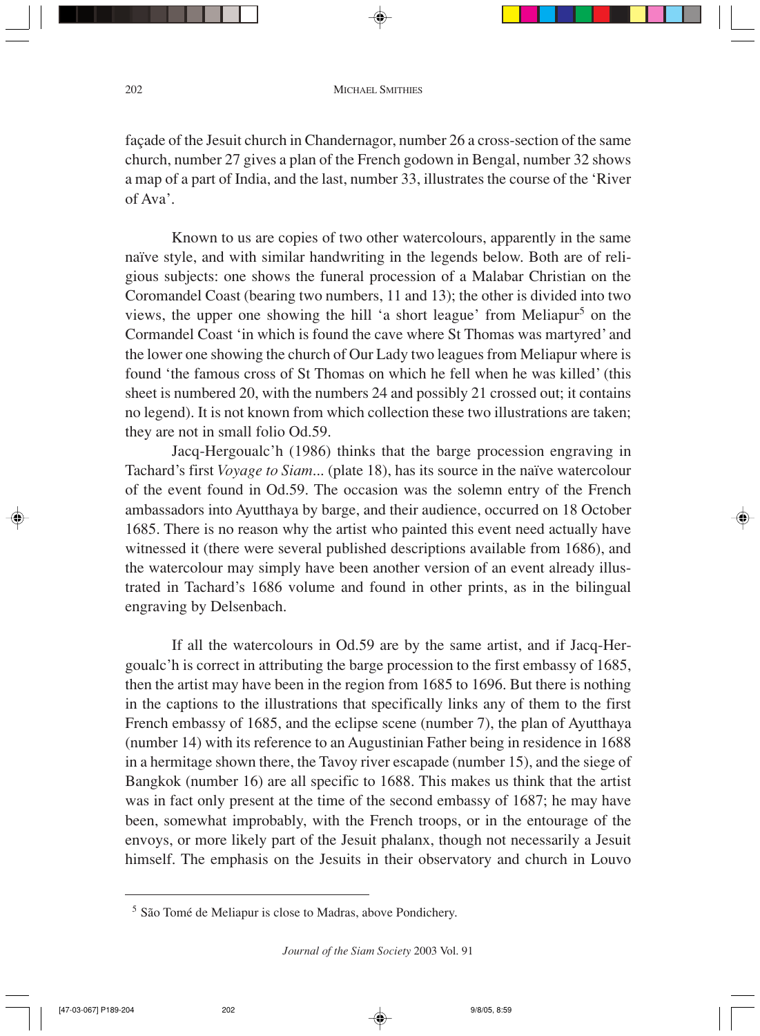façade of the Jesuit church in Chandernagor, number 26 a cross-section of the same church, number 27 gives a plan of the French godown in Bengal, number 32 shows a map of a part of India, and the last, number 33, illustrates the course of the 'River of Ava'.

Known to us are copies of two other watercolours, apparently in the same naïve style, and with similar handwriting in the legends below. Both are of religious subjects: one shows the funeral procession of a Malabar Christian on the Coromandel Coast (bearing two numbers, 11 and 13); the other is divided into two views, the upper one showing the hill 'a short league' from Meliapur[5] on the Cormandel Coast 'in which is found the cave where St Thomas was martyred' and the lower one showing the church of Our Lady two leagues from Meliapur where is found 'the famous cross of St Thomas on which he fell when he was killed' (this sheet is numbered 20, with the numbers 24 and possibly 21 crossed out; it contains no legend). It is not known from which collection these two illustrations are taken; they are not in small folio Od.59.

Jacq-Hergoualc'h (1986) thinks that the barge procession engraving in Tachard's first *Voyage to Siam*... (plate 18), has its source in the naïve watercolour of the event found in Od.59. The occasion was the solemn entry of the French ambassadors into Ayutthaya by barge, and their audience, occurred on 18 October 1685. There is no reason why the artist who painted this event need actually have witnessed it (there were several published descriptions available from 1686), and the watercolour may simply have been another version of an event already illustrated in Tachard's 1686 volume and found in other prints, as in the bilingual engraving by Delsenbach.

If all the watercolours in Od.59 are by the same artist, and if Jacq-Hergoualc'h is correct in attributing the barge procession to the first embassy of 1685, then the artist may have been in the region from 1685 to 1696. But there is nothing in the captions to the illustrations that specifically links any of them to the first French embassy of 1685, and the eclipse scene (number 7), the plan of Ayutthaya (number 14) with its reference to an Augustinian Father being in residence in 1688 in a hermitage shown there, the Tavoy river escapade (number 15), and the siege of Bangkok (number 16) are all specific to 1688. This makes us think that the artist was in fact only present at the time of the second embassy of 1687; he may have been, somewhat improbably, with the French troops, or in the entourage of the envoys, or more likely part of the Jesuit phalanx, though not necessarily a Jesuit himself. The emphasis on the Jesuits in their observatory and church in Louvo

[5] São Tomé de Meliapur is close to Madras, above Pondichery.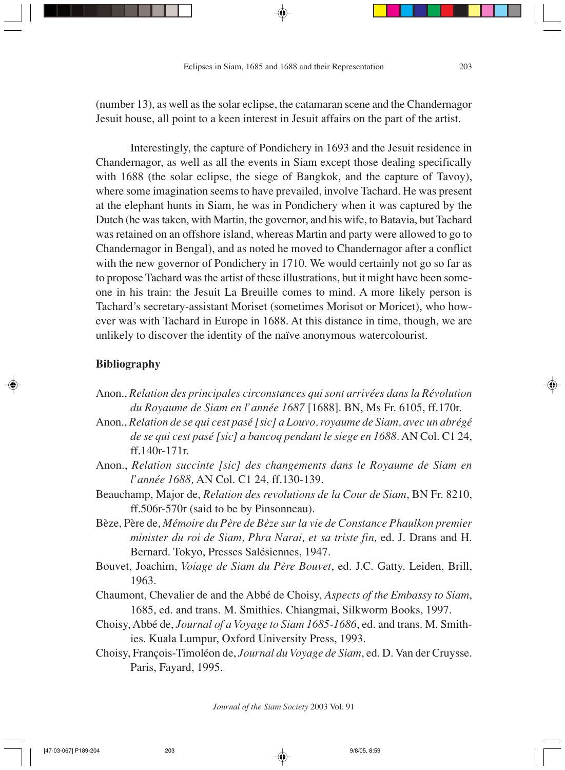(number 13), as well as the solar eclipse, the catamaran scene and the Chandernagor Jesuit house, all point to a keen interest in Jesuit affairs on the part of the artist.

Interestingly, the capture of Pondichery in 1693 and the Jesuit residence in Chandernagor, as well as all the events in Siam except those dealing specifically with 1688 (the solar eclipse, the siege of Bangkok, and the capture of Tavoy), where some imagination seems to have prevailed, involve Tachard. He was present at the elephant hunts in Siam, he was in Pondichery when it was captured by the Dutch (he was taken, with Martin, the governor, and his wife, to Batavia, but Tachard was retained on an offshore island, whereas Martin and party were allowed to go to Chandernagor in Bengal), and as noted he moved to Chandernagor after a conflict with the new governor of Pondichery in 1710. We would certainly not go so far as to propose Tachard was the artist of these illustrations, but it might have been someone in his train: the Jesuit La Breuille comes to mind. A more likely person is Tachard's secretary-assistant Moriset (sometimes Morisot or Moricet), who however was with Tachard in Europe in 1688. At this distance in time, though, we are unlikely to discover the identity of the naïve anonymous watercolourist.

## Bibliography

Anon., *Relation des principales circonstances qui sont arrivées dans la Révolution du Royaume de Siam en l'année 1687* [1688]. BN, Ms Fr. 6105, ff.170r.

Anon., *Relation de se qui cest pasé [sic] a Louvo, royaume de Siam, avec un abrégé de se qui cest pasé [sic] a bancoq pendant le siege en 1688.* AN Col. C1 24, ff.140r-171r.

Anon., *Relation succinte [sic] des changements dans le Royaume de Siam en l'année 1688,* AN Col. C1 24, ff.130-139.

Beauchamp, Major de, *Relation des revolutions de la Cour de Siam*, BN Fr. 8210, ff.506r-570r (said to be by Pinsonneau).

Bèze, Père de, *Mémoire du Père de Bèze sur la vie de Constance Phaulkon premier minister du roi de Siam, Phra Narai, et sa triste fin,* ed. J. Drans and H. Bernard. Tokyo, Presses Salésiennes, 1947.

Bouvet, Joachim, *Voiage de Siam du Père Bouvet*, ed. J.C. Gatty. Leiden, Brill, 1963.

Chaumont, Chevalier de and the Abbé de Choisy, *Aspects of the Embassy to Siam*, 1685, ed. and trans. M. Smithies. Chiangmai, Silkworm Books, 1997.

Choisy, Abbé de, *Journal of a Voyage to Siam 1685-1686*, ed. and trans. M. Smithies. Kuala Lumpur, Oxford University Press, 1993.

Choisy, François-Timoléon de, *Journal du Voyage de Siam*, ed. D. Van der Cruysse. Paris, Fayard, 1995.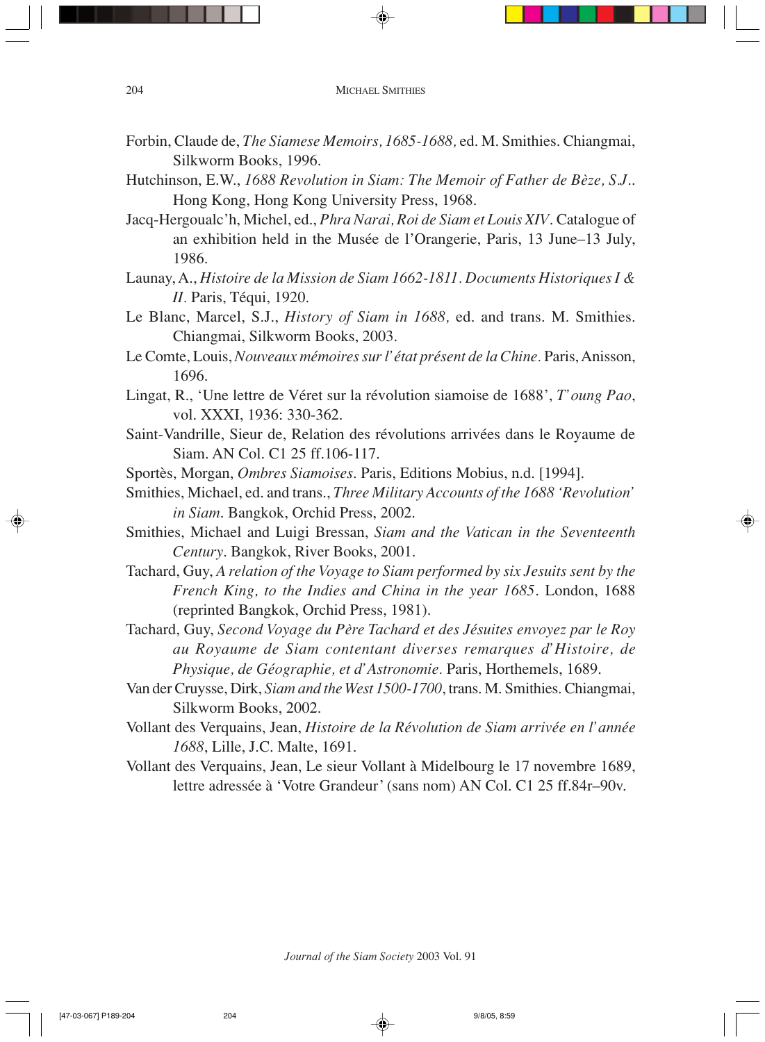Forbin, Claude de, *The Siamese Memoirs, 1685-1688,* ed. M. Smithies. Chiangmai, Silkworm Books, 1996.

Hutchinson, E.W., *1688 Revolution in Siam: The Memoir of Father de Bèze, S.J.*. Hong Kong, Hong Kong University Press, 1968.

Jacq-Hergoualc'h, Michel, ed., *Phra Narai, Roi de Siam et Louis XIV*. Catalogue of an exhibition held in the Musée de l'Orangerie, Paris, 13 June–13 July, 1986.

Launay, A., *Histoire de la Mission de Siam 1662-1811. Documents Historiques I & II.* Paris, Téqui, 1920.

Le Blanc, Marcel, S.J., *History of Siam in 1688,* ed. and trans. M. Smithies. Chiangmai, Silkworm Books, 2003.

Le Comte, Louis, *Nouveaux mémoires sur l'état présent de la Chine.* Paris, Anisson, 1696.

Lingat, R., 'Une lettre de Véret sur la révolution siamoise de 1688', *T'oung Pao*, vol. XXXI, 1936: 330-362.

Saint-Vandrille, Sieur de, Relation des révolutions arrivées dans le Royaume de Siam. AN Col. C1 25 ff.106-117.

Sportès, Morgan, *Ombres Siamoises*. Paris, Editions Mobius, n.d. [1994].

Smithies, Michael, ed. and trans., *Three Military Accounts of the 1688 'Revolution' in Siam*. Bangkok, Orchid Press, 2002.

Smithies, Michael and Luigi Bressan, *Siam and the Vatican in the Seventeenth Century*. Bangkok, River Books, 2001.

Tachard, Guy, *A relation of the Voyage to Siam performed by six Jesuits sent by the French King, to the Indies and China in the year 1685*. London, 1688 (reprinted Bangkok, Orchid Press, 1981).

Tachard, Guy, *Second Voyage du Père Tachard et des Jésuites envoyez par le Roy au Royaume de Siam contentant diverses remarques d'Histoire, de Physique, de Géographie, et d'Astronomie.* Paris, Horthemels, 1689.

Van der Cruysse, Dirk, *Siam and the West 1500-1700*, trans. M. Smithies. Chiangmai, Silkworm Books, 2002.

Vollant des Verquains, Jean, *Histoire de la Révolution de Siam arrivée en l'année 1688*, Lille, J.C. Malte, 1691.

Vollant des Verquains, Jean, Le sieur Vollant à Midelbourg le 17 novembre 1689, lettre adressée à 'Votre Grandeur' (sans nom) AN Col. C1 25 ff.84r–90v.